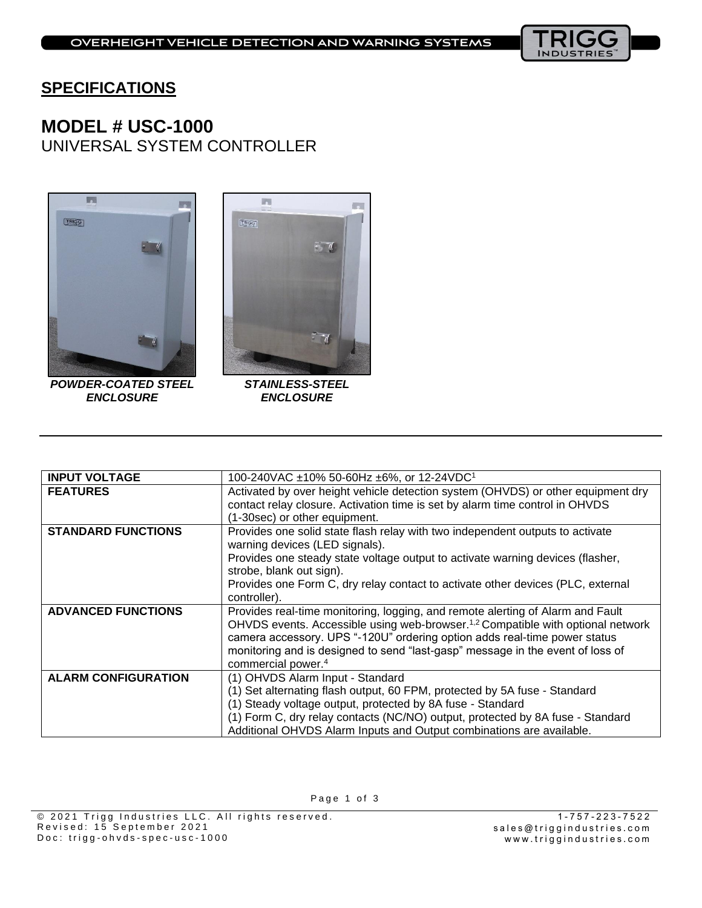## SPECIFICATIONS

# MODEL # USC-1000

UNIVERSAL SYSTEM CONTROLLER

***POWDER-COATED STEEL ENCLOSURE***

***STAINLESS-STEEL ENCLOSURE***

| **INPUT VOLTAGE** | 100-240VAC ±10% 50-60Hz ±6%, or 12-24VDC[1] |
|---|---|
| **FEATURES** | Activated by over height vehicle detection system (OHVDS) or other equipment dry contact relay closure. Activation time is set by alarm time control in OHVDS (1-30sec) or other equipment. |
| **STANDARD FUNCTIONS** | Provides one solid state flash relay with two independent outputs to activate warning devices (LED signals).<br>Provides one steady state voltage output to activate warning devices (flasher, strobe, blank out sign).<br>Provides one Form C, dry relay contact to activate other devices (PLC, external controller). |
| **ADVANCED FUNCTIONS** | Provides real-time monitoring, logging, and remote alerting of Alarm and Fault OHVDS events. Accessible using web-browser.[1,2] Compatible with optional network camera accessory. UPS "-120U" ordering option adds real-time power status monitoring and is designed to send "last-gasp" message in the event of loss of commercial power.[4] |
| **ALARM CONFIGURATION** | (1) OHVDS Alarm Input - Standard<br>(1) Set alternating flash output, 60 FPM, protected by 5A fuse - Standard<br>(1) Steady voltage output, protected by 8A fuse - Standard<br>(1) Form C, dry relay contacts (NC/NO) output, protected by 8A fuse - Standard<br>Additional OHVDS Alarm Inputs and Output combinations are available. |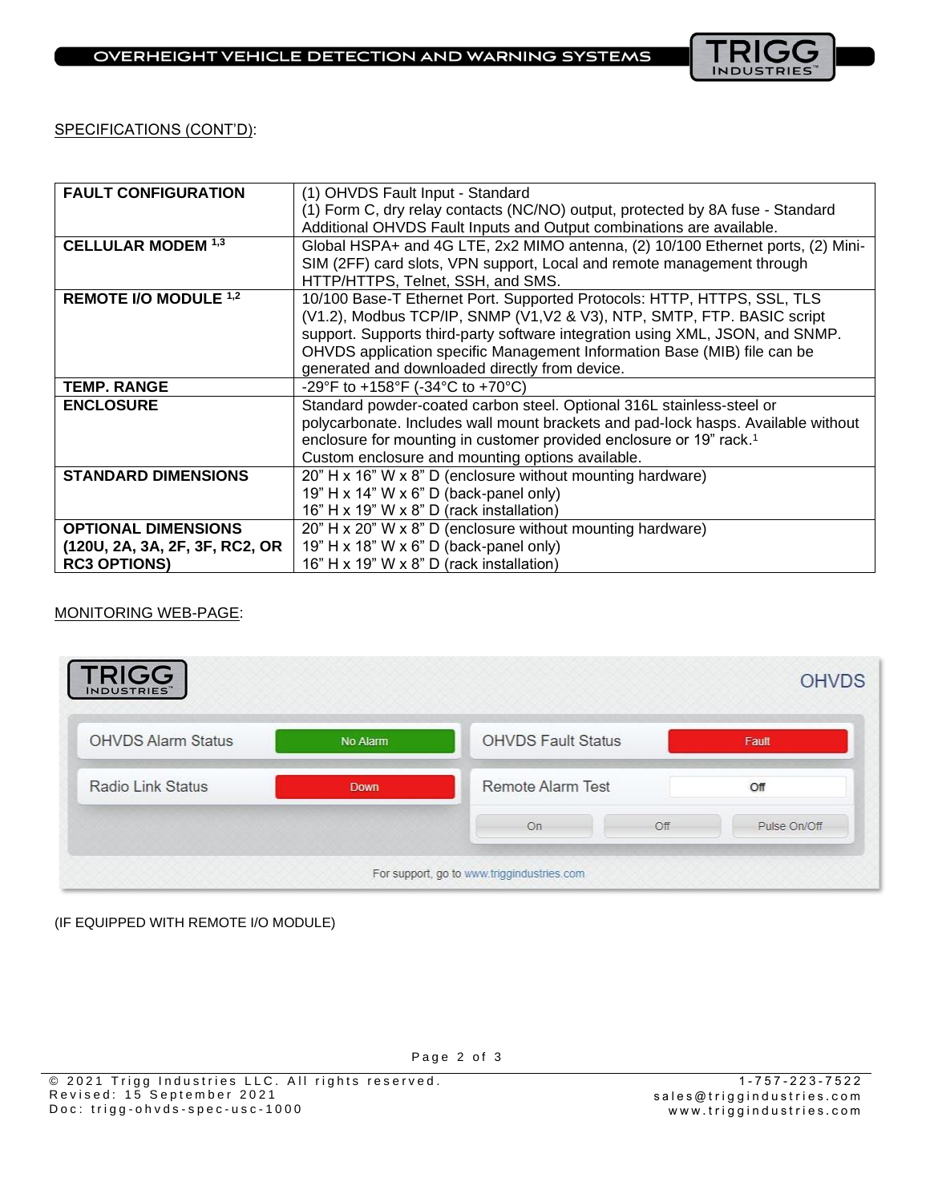SPECIFICATIONS (CONT'D):

| | |
|---|---|
| **FAULT CONFIGURATION** | (1) OHVDS Fault Input - Standard<br>(1) Form C, dry relay contacts (NC/NO) output, protected by 8A fuse - Standard<br>Additional OHVDS Fault Inputs and Output combinations are available. |
| **CELLULAR MODEM** [1,3] | Global HSPA+ and 4G LTE, 2x2 MIMO antenna, (2) 10/100 Ethernet ports, (2) Mini-SIM (2FF) card slots, VPN support, Local and remote management through HTTP/HTTPS, Telnet, SSH, and SMS. |
| **REMOTE I/O MODULE** [1,2] | 10/100 Base-T Ethernet Port. Supported Protocols: HTTP, HTTPS, SSL, TLS (V1.2), Modbus TCP/IP, SNMP (V1,V2 & V3), NTP, SMTP, FTP. BASIC script support. Supports third-party software integration using XML, JSON, and SNMP. OHVDS application specific Management Information Base (MIB) file can be generated and downloaded directly from device. |
| **TEMP. RANGE** | -29°F to +158°F (-34°C to +70°C) |
| **ENCLOSURE** | Standard powder-coated carbon steel. Optional 316L stainless-steel or polycarbonate. Includes wall mount brackets and pad-lock hasps. Available without enclosure for mounting in customer provided enclosure or 19" rack.[1]<br>Custom enclosure and mounting options available. |
| **STANDARD DIMENSIONS** | 20" H x 16" W x 8" D (enclosure without mounting hardware)<br>19" H x 14" W x 6" D (back-panel only)<br>16" H x 19" W x 8" D (rack installation) |
| **OPTIONAL DIMENSIONS (120U, 2A, 3A, 2F, 3F, RC2, OR RC3 OPTIONS)** | 20" H x 20" W x 8" D (enclosure without mounting hardware)<br>19" H x 18" W x 6" D (back-panel only)<br>16" H x 19" W x 8" D (rack installation) |

MONITORING WEB-PAGE:

TRIGG INDUSTRIES — OHVDS

| | | | |
|---|---|---|---|
| OHVDS Alarm Status | No Alarm | OHVDS Fault Status | Fault |
| Radio Link Status | Down | Remote Alarm Test | Off |
| | | On / Off / Pulse On/Off | |

For support, go to www.triggindustries.com

(IF EQUIPPED WITH REMOTE I/O MODULE)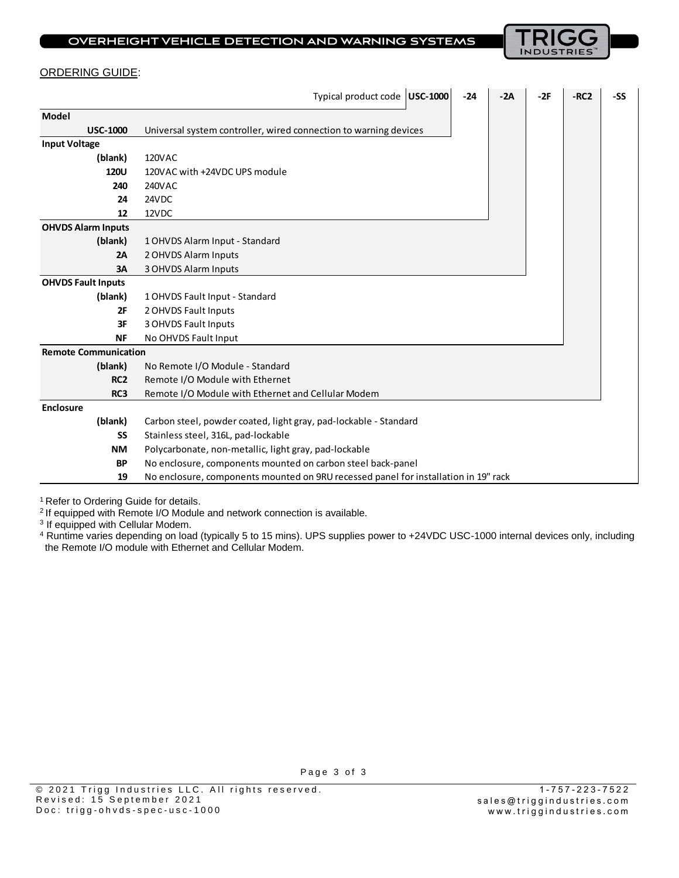ORDERING GUIDE:

| | | Typical product code | USC-1000 | -24 | -2A | -2F | -RC2 | -SS |
|---|---|---|---|---|---|---|---|---|
| **Model** | | | | | | | | |
| **USC-1000** | Universal system controller, wired connection to warning devices | | | | | | | |
| **Input Voltage** | | | | | | | | |
| **(blank)** | 120VAC | | | | | | | |
| **120U** | 120VAC with +24VDC UPS module | | | | | | | |
| **240** | 240VAC | | | | | | | |
| **24** | 24VDC | | | | | | | |
| **12** | 12VDC | | | | | | | |
| **OHVDS Alarm Inputs** | | | | | | | | |
| **(blank)** | 1 OHVDS Alarm Input - Standard | | | | | | | |
| **2A** | 2 OHVDS Alarm Inputs | | | | | | | |
| **3A** | 3 OHVDS Alarm Inputs | | | | | | | |
| **OHVDS Fault Inputs** | | | | | | | | |
| **(blank)** | 1 OHVDS Fault Input - Standard | | | | | | | |
| **2F** | 2 OHVDS Fault Inputs | | | | | | | |
| **3F** | 3 OHVDS Fault Inputs | | | | | | | |
| **NF** | No OHVDS Fault Input | | | | | | | |
| **Remote Communication** | | | | | | | | |
| **(blank)** | No Remote I/O Module - Standard | | | | | | | |
| **RC2** | Remote I/O Module with Ethernet | | | | | | | |
| **RC3** | Remote I/O Module with Ethernet and Cellular Modem | | | | | | | |
| **Enclosure** | | | | | | | | |
| **(blank)** | Carbon steel, powder coated, light gray, pad-lockable - Standard | | | | | | | |
| **SS** | Stainless steel, 316L, pad-lockable | | | | | | | |
| **NM** | Polycarbonate, non-metallic, light gray, pad-lockable | | | | | | | |
| **BP** | No enclosure, components mounted on carbon steel back-panel | | | | | | | |
| **19** | No enclosure, components mounted on 9RU recessed panel for installation in 19" rack | | | | | | | |

[1] Refer to Ordering Guide for details.

[2] If equipped with Remote I/O Module and network connection is available.

[3] If equipped with Cellular Modem.

[4] Runtime varies depending on load (typically 5 to 15 mins). UPS supplies power to +24VDC USC-1000 internal devices only, including the Remote I/O module with Ethernet and Cellular Modem.

© 2021 Trigg Industries LLC. All rights reserved.
Revised: 15 September 2021
Doc: trigg-ohvds-spec-usc-1000

1-757-223-7522
sales@triggindustries.com
www.triggindustries.com